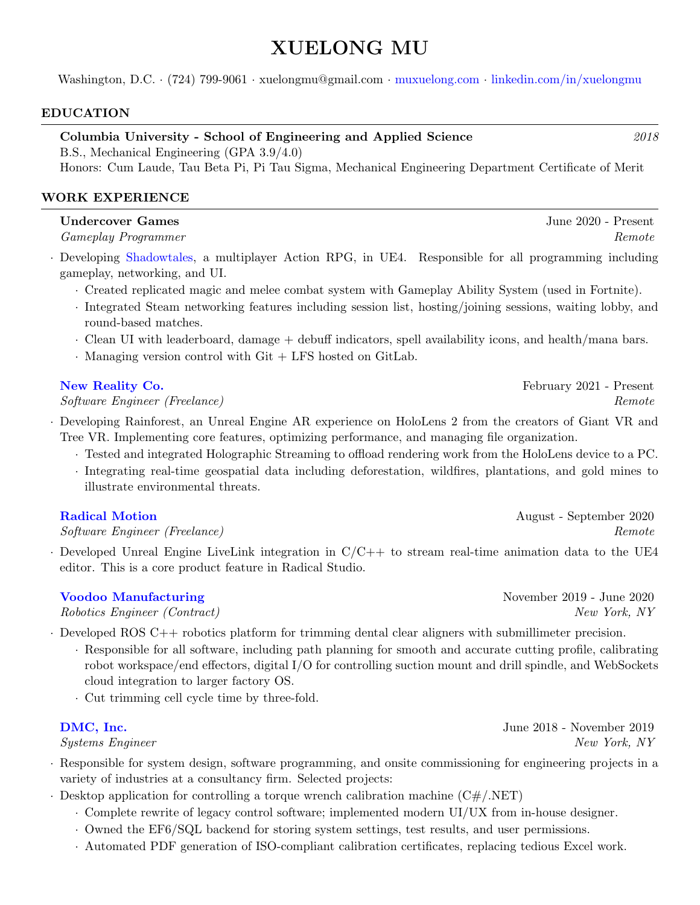# XUELONG MU

Washington, D.C. · (724) 799-9061 · xuelongmu@gmail.com · muxuelong.com · linkedin.com/in/xuelongmu

## EDUCATION

**Columbia University - School of Engineering and Applied Science** *2018*
B.S., Mechanical Engineering (GPA 3.9/4.0)
Honors: Cum Laude, Tau Beta Pi, Pi Tau Sigma, Mechanical Engineering Department Certificate of Merit

## WORK EXPERIENCE

**Undercover Games** June 2020 - Present
*Gameplay Programmer* *Remote*

- Developing Shadowtales, a multiplayer Action RPG, in UE4. Responsible for all programming including gameplay, networking, and UI.
  - Created replicated magic and melee combat system with Gameplay Ability System (used in Fortnite).
  - Integrated Steam networking features including session list, hosting/joining sessions, waiting lobby, and round-based matches.
  - Clean UI with leaderboard, damage + debuff indicators, spell availability icons, and health/mana bars.
  - Managing version control with Git + LFS hosted on GitLab.

**New Reality Co.** February 2021 - Present
*Software Engineer (Freelance)* *Remote*

- Developing Rainforest, an Unreal Engine AR experience on HoloLens 2 from the creators of Giant VR and Tree VR. Implementing core features, optimizing performance, and managing file organization.
  - Tested and integrated Holographic Streaming to offload rendering work from the HoloLens device to a PC.
  - Integrating real-time geospatial data including deforestation, wildfires, plantations, and gold mines to illustrate environmental threats.

**Radical Motion** August - September 2020
*Software Engineer (Freelance)* *Remote*

- Developed Unreal Engine LiveLink integration in C/C++ to stream real-time animation data to the UE4 editor. This is a core product feature in Radical Studio.

**Voodoo Manufacturing** November 2019 - June 2020
*Robotics Engineer (Contract)* *New York, NY*

- Developed ROS C++ robotics platform for trimming dental clear aligners with submillimeter precision.
  - Responsible for all software, including path planning for smooth and accurate cutting profile, calibrating robot workspace/end effectors, digital I/O for controlling suction mount and drill spindle, and WebSockets cloud integration to larger factory OS.
  - Cut trimming cell cycle time by three-fold.

**DMC, Inc.** June 2018 - November 2019
*Systems Engineer* *New York, NY*

- Responsible for system design, software programming, and onsite commissioning for engineering projects in a variety of industries at a consultancy firm. Selected projects:
- Desktop application for controlling a torque wrench calibration machine (C#/.NET)
  - Complete rewrite of legacy control software; implemented modern UI/UX from in-house designer.
  - Owned the EF6/SQL backend for storing system settings, test results, and user permissions.
  - Automated PDF generation of ISO-compliant calibration certificates, replacing tedious Excel work.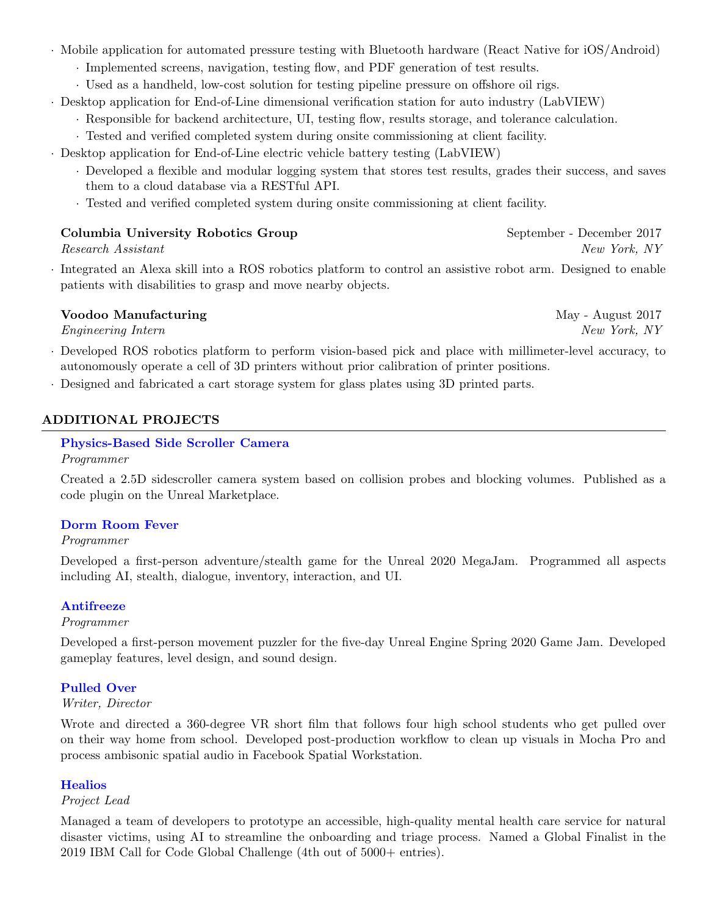- Mobile application for automated pressure testing with Bluetooth hardware (React Native for iOS/Android)
  - Implemented screens, navigation, testing flow, and PDF generation of test results.
  - Used as a handheld, low-cost solution for testing pipeline pressure on offshore oil rigs.
- Desktop application for End-of-Line dimensional verification station for auto industry (LabVIEW)
  - Responsible for backend architecture, UI, testing flow, results storage, and tolerance calculation.
  - Tested and verified completed system during onsite commissioning at client facility.
- Desktop application for End-of-Line electric vehicle battery testing (LabVIEW)
  - Developed a flexible and modular logging system that stores test results, grades their success, and saves them to a cloud database via a RESTful API.
  - Tested and verified completed system during onsite commissioning at client facility.

**Columbia University Robotics Group** — September - December 2017
*Research Assistant* — *New York, NY*

- Integrated an Alexa skill into a ROS robotics platform to control an assistive robot arm. Designed to enable patients with disabilities to grasp and move nearby objects.

**Voodoo Manufacturing** — May - August 2017
*Engineering Intern* — *New York, NY*

- Developed ROS robotics platform to perform vision-based pick and place with millimeter-level accuracy, to autonomously operate a cell of 3D printers without prior calibration of printer positions.
- Designed and fabricated a cart storage system for glass plates using 3D printed parts.

## ADDITIONAL PROJECTS

### Physics-Based Side Scroller Camera
*Programmer*

Created a 2.5D sidescroller camera system based on collision probes and blocking volumes. Published as a code plugin on the Unreal Marketplace.

### Dorm Room Fever
*Programmer*

Developed a first-person adventure/stealth game for the Unreal 2020 MegaJam. Programmed all aspects including AI, stealth, dialogue, inventory, interaction, and UI.

### Antifreeze
*Programmer*

Developed a first-person movement puzzler for the five-day Unreal Engine Spring 2020 Game Jam. Developed gameplay features, level design, and sound design.

### Pulled Over
*Writer, Director*

Wrote and directed a 360-degree VR short film that follows four high school students who get pulled over on their way home from school. Developed post-production workflow to clean up visuals in Mocha Pro and process ambisonic spatial audio in Facebook Spatial Workstation.

### Healios
*Project Lead*

Managed a team of developers to prototype an accessible, high-quality mental health care service for natural disaster victims, using AI to streamline the onboarding and triage process. Named a Global Finalist in the 2019 IBM Call for Code Global Challenge (4th out of 5000+ entries).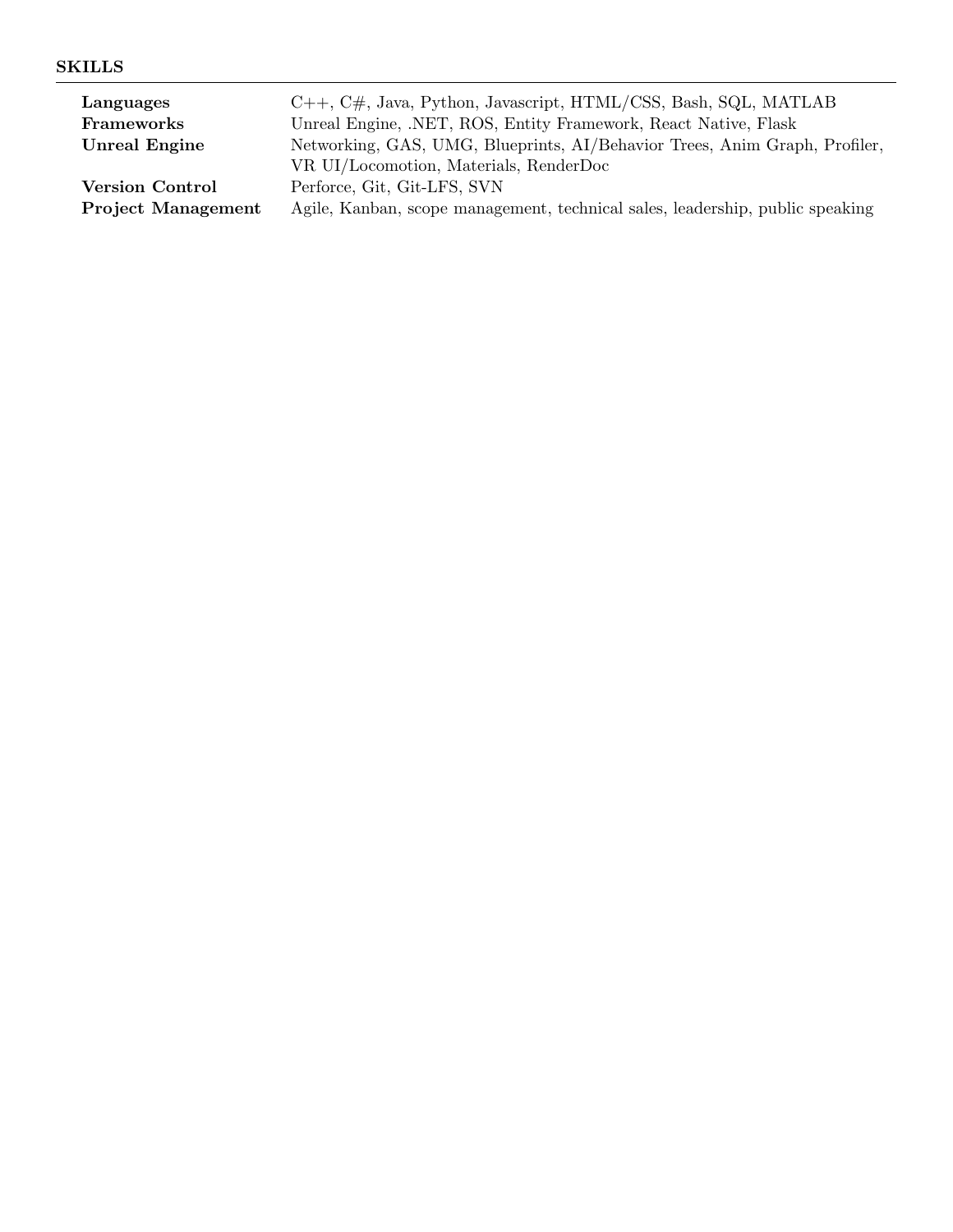## SKILLS

| | |
|---|---|
| **Languages** | C++, C#, Java, Python, Javascript, HTML/CSS, Bash, SQL, MATLAB |
| **Frameworks** | Unreal Engine, .NET, ROS, Entity Framework, React Native, Flask |
| **Unreal Engine** | Networking, GAS, UMG, Blueprints, AI/Behavior Trees, Anim Graph, Profiler, VR UI/Locomotion, Materials, RenderDoc |
| **Version Control** | Perforce, Git, Git-LFS, SVN |
| **Project Management** | Agile, Kanban, scope management, technical sales, leadership, public speaking |